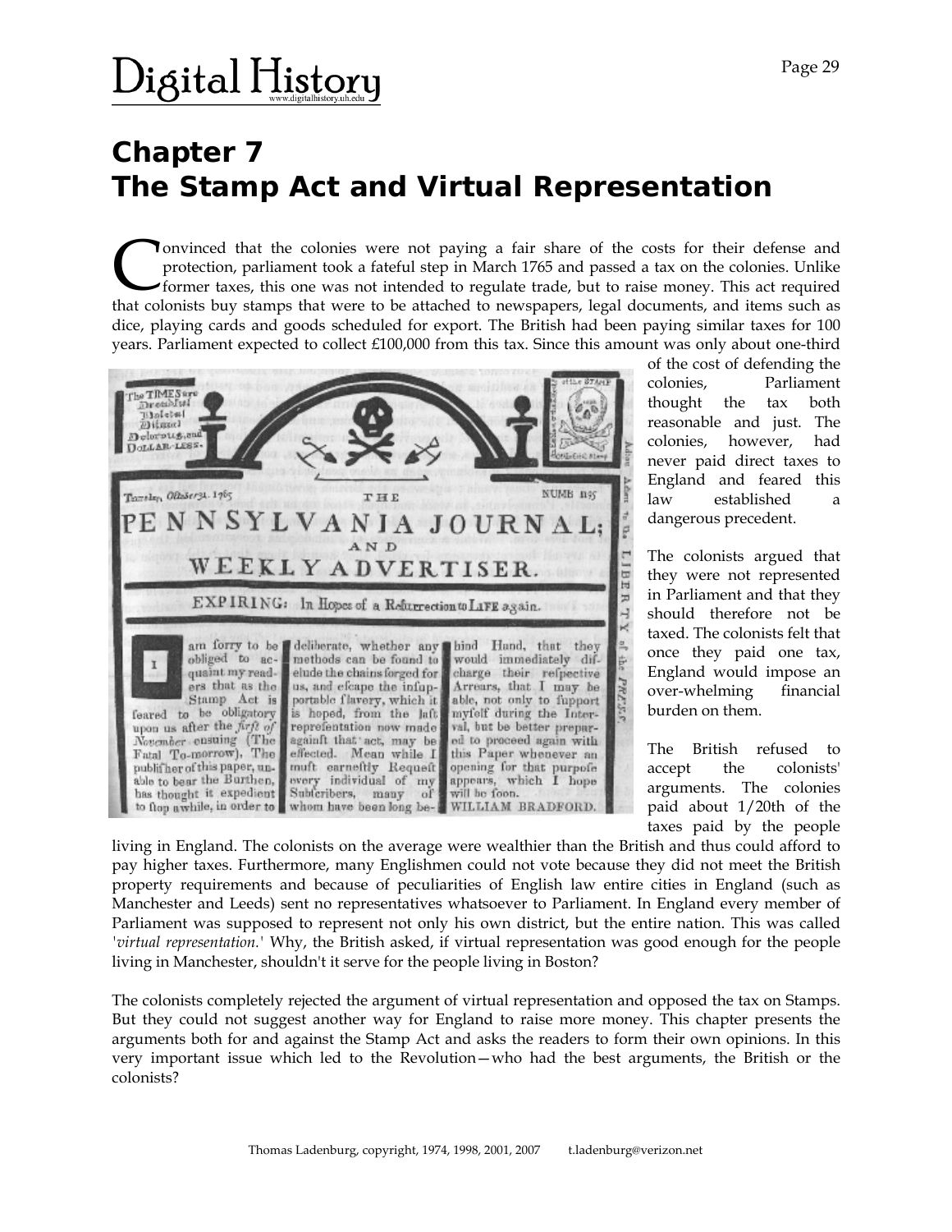# Chapter 7
# The Stamp Act and Virtual Representation

Convinced that the colonies were not paying a fair share of the costs for their defense and protection, parliament took a fateful step in March 1765 and passed a tax on the colonies. Unlike former taxes, this one was not intended to regulate trade, but to raise money. This act required that colonists buy stamps that were to be attached to newspapers, legal documents, and items such as dice, playing cards and goods scheduled for export. The British had been paying similar taxes for 100 years. Parliament expected to collect £100,000 from this tax. Since this amount was only about one-third of the cost of defending the colonies, Parliament thought the tax both reasonable and just. The colonies, however, had never paid direct taxes to England and feared this law established a dangerous precedent.

The colonists argued that they were not represented in Parliament and that they should therefore not be taxed. The colonists felt that once they paid one tax, England would impose an over-whelming financial burden on them.

The British refused to accept the colonists' arguments. The colonies paid about 1/20th of the taxes paid by the people living in England. The colonists on the average were wealthier than the British and thus could afford to pay higher taxes. Furthermore, many Englishmen could not vote because they did not meet the British property requirements and because of peculiarities of English law entire cities in England (such as Manchester and Leeds) sent no representatives whatsoever to Parliament. In England every member of Parliament was supposed to represent not only his own district, but the entire nation. This was called *'virtual representation.'* Why, the British asked, if virtual representation was good enough for the people living in Manchester, shouldn't it serve for the people living in Boston?

The colonists completely rejected the argument of virtual representation and opposed the tax on Stamps. But they could not suggest another way for England to raise more money. This chapter presents the arguments both for and against the Stamp Act and asks the readers to form their own opinions. In this very important issue which led to the Revolution—who had the best arguments, the British or the colonists?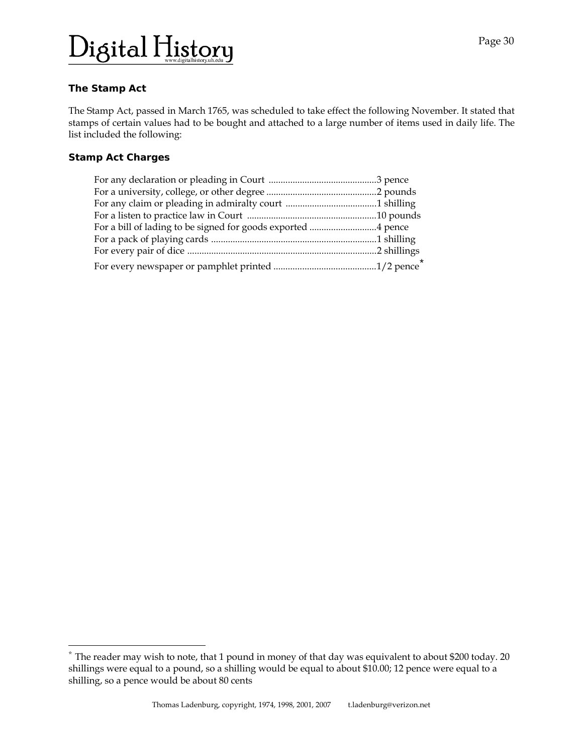### The Stamp Act

The Stamp Act, passed in March 1765, was scheduled to take effect the following November. It stated that stamps of certain values had to be bought and attached to a large number of items used in daily life. The list included the following:

### Stamp Act Charges

For any declaration or pleading in Court ............................................3 pence
For a university, college, or other degree .............................................2 pounds
For any claim or pleading in admiralty court ......................................1 shilling
For a listen to practice law in Court .....................................................10 pounds
For a bill of lading to be signed for goods exported ............................4 pence
For a pack of playing cards ....................................................................1 shilling
For every pair of dice ..............................................................................2 shillings
For every newspaper or pamphlet printed ..........................................1/2 pence*

---

* The reader may wish to note, that 1 pound in money of that day was equivalent to about $200 today. 20 shillings were equal to a pound, so a shilling would be equal to about $10.00; 12 pence were equal to a shilling, so a pence would be about 80 cents

Thomas Ladenburg, copyright, 1974, 1998, 2001, 2007 t.ladenburg@verizon.net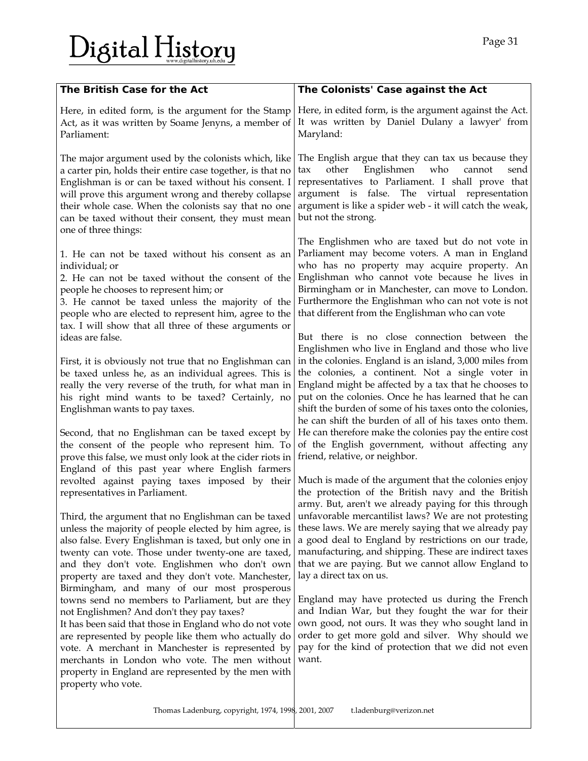## The British Case for the Act

Here, in edited form, is the argument for the Stamp Act, as it was written by Soame Jenyns, a member of Parliament:

The major argument used by the colonists which, like a carter pin, holds their entire case together, is that no Englishman is or can be taxed without his consent. I will prove this argument wrong and thereby collapse their whole case. When the colonists say that no one can be taxed without their consent, they must mean one of three things:

1. He can not be taxed without his consent as an individual; or
2. He can not be taxed without the consent of the people he chooses to represent him; or
3. He cannot be taxed unless the majority of the people who are elected to represent him, agree to the tax. I will show that all three of these arguments or ideas are false.

First, it is obviously not true that no Englishman can be taxed unless he, as an individual agrees. This is really the very reverse of the truth, for what man in his right mind wants to be taxed? Certainly, no Englishman wants to pay taxes.

Second, that no Englishman can be taxed except by the consent of the people who represent him. To prove this false, we must only look at the cider riots in England of this past year where English farmers revolted against paying taxes imposed by their representatives in Parliament.

Third, the argument that no Englishman can be taxed unless the majority of people elected by him agree, is also false. Every Englishman is taxed, but only one in twenty can vote. Those under twenty-one are taxed, and they don't vote. Englishmen who don't own property are taxed and they don't vote. Manchester, Birmingham, and many of our most prosperous towns send no members to Parliament, but are they not Englishmen? And don't they pay taxes?
It has been said that those in England who do not vote are represented by people like them who actually do vote. A merchant in Manchester is represented by merchants in London who vote. The men without property in England are represented by the men with property who vote.

## The Colonists' Case against the Act

Here, in edited form, is the argument against the Act. It was written by Daniel Dulany a lawyer' from Maryland:

The English argue that they can tax us because they tax other Englishmen who cannot send representatives to Parliament. I shall prove that argument is false. The virtual representation argument is like a spider web - it will catch the weak, but not the strong.

The Englishmen who are taxed but do not vote in Parliament may become voters. A man in England who has no property may acquire property. An Englishman who cannot vote because he lives in Birmingham or in Manchester, can move to London. Furthermore the Englishman who can not vote is not that different from the Englishman who can vote

But there is no close connection between the Englishmen who live in England and those who live in the colonies. England is an island, 3,000 miles from the colonies, a continent. Not a single voter in England might be affected by a tax that he chooses to put on the colonies. Once he has learned that he can shift the burden of some of his taxes onto the colonies, he can shift the burden of all of his taxes onto them. He can therefore make the colonies pay the entire cost of the English government, without affecting any friend, relative, or neighbor.

Much is made of the argument that the colonies enjoy the protection of the British navy and the British army. But, aren't we already paying for this through unfavorable mercantilist laws? We are not protesting these laws. We are merely saying that we already pay a good deal to England by restrictions on our trade, manufacturing, and shipping. These are indirect taxes that we are paying. But we cannot allow England to lay a direct tax on us.

England may have protected us during the French and Indian War, but they fought the war for their own good, not ours. It was they who sought land in order to get more gold and silver. Why should we pay for the kind of protection that we did not even want.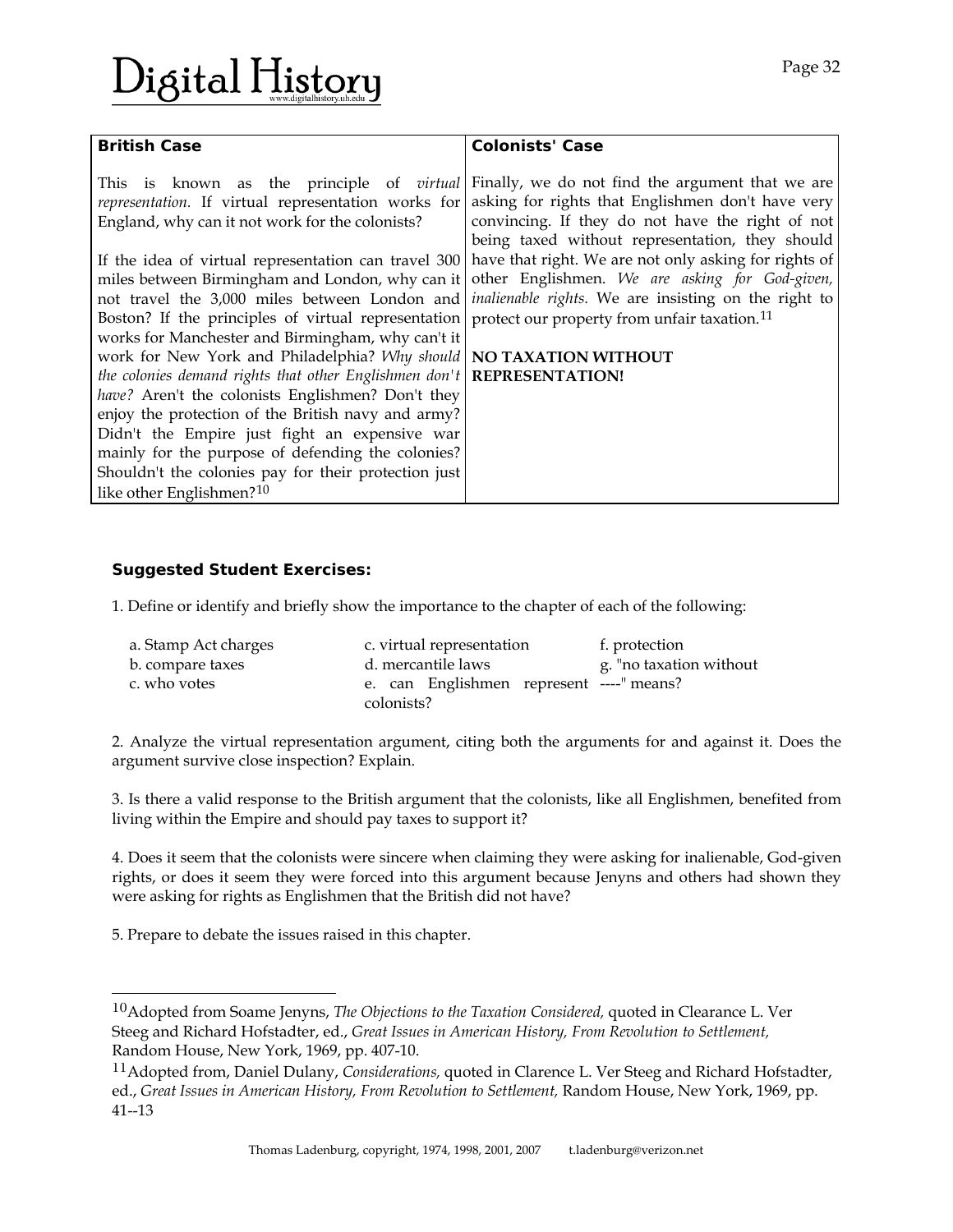| British Case | Colonists' Case |
|---|---|
| This is known as the principle of *virtual representation.* If virtual representation works for England, why can it not work for the colonists?<br><br>If the idea of virtual representation can travel 300 miles between Birmingham and London, why can it not travel the 3,000 miles between London and Boston? If the principles of virtual representation works for Manchester and Birmingham, why can't it work for New York and Philadelphia? *Why should the colonies demand rights that other Englishmen don't have?* Aren't the colonists Englishmen? Don't they enjoy the protection of the British navy and army? Didn't the Empire just fight an expensive war mainly for the purpose of defending the colonies? Shouldn't the colonies pay for their protection just like other Englishmen?[10] | Finally, we do not find the argument that we are asking for rights that Englishmen don't have very convincing. If they do not have the right of not being taxed without representation, they should have that right. We are not only asking for rights of other Englishmen. *We are asking for God-given, inalienable rights.* We are insisting on the right to protect our property from unfair taxation.[11]<br><br>**NO TAXATION WITHOUT REPRESENTATION!** |

**Suggested Student Exercises:**

1. Define or identify and briefly show the importance to the chapter of each of the following:

a. Stamp Act charges
b. compare taxes
c. who votes
c. virtual representation
d. mercantile laws
e. can Englishmen represent colonists?
f. protection
g. "no taxation without ----" means?

2. Analyze the virtual representation argument, citing both the arguments for and against it. Does the argument survive close inspection? Explain.

3. Is there a valid response to the British argument that the colonists, like all Englishmen, benefited from living within the Empire and should pay taxes to support it?

4. Does it seem that the colonists were sincere when claiming they were asking for inalienable, God-given rights, or does it seem they were forced into this argument because Jenyns and others had shown they were asking for rights as Englishmen that the British did not have?

5. Prepare to debate the issues raised in this chapter.

---

[10]Adopted from Soame Jenyns, *The Objections to the Taxation Considered,* quoted in Clearance L. Ver Steeg and Richard Hofstadter, ed., *Great Issues in American History, From Revolution to Settlement,* Random House, New York, 1969, pp. 407-10.

[11]Adopted from, Daniel Dulany, *Considerations,* quoted in Clarence L. Ver Steeg and Richard Hofstadter, ed., *Great Issues in American History, From Revolution to Settlement,* Random House, New York, 1969, pp. 41--13